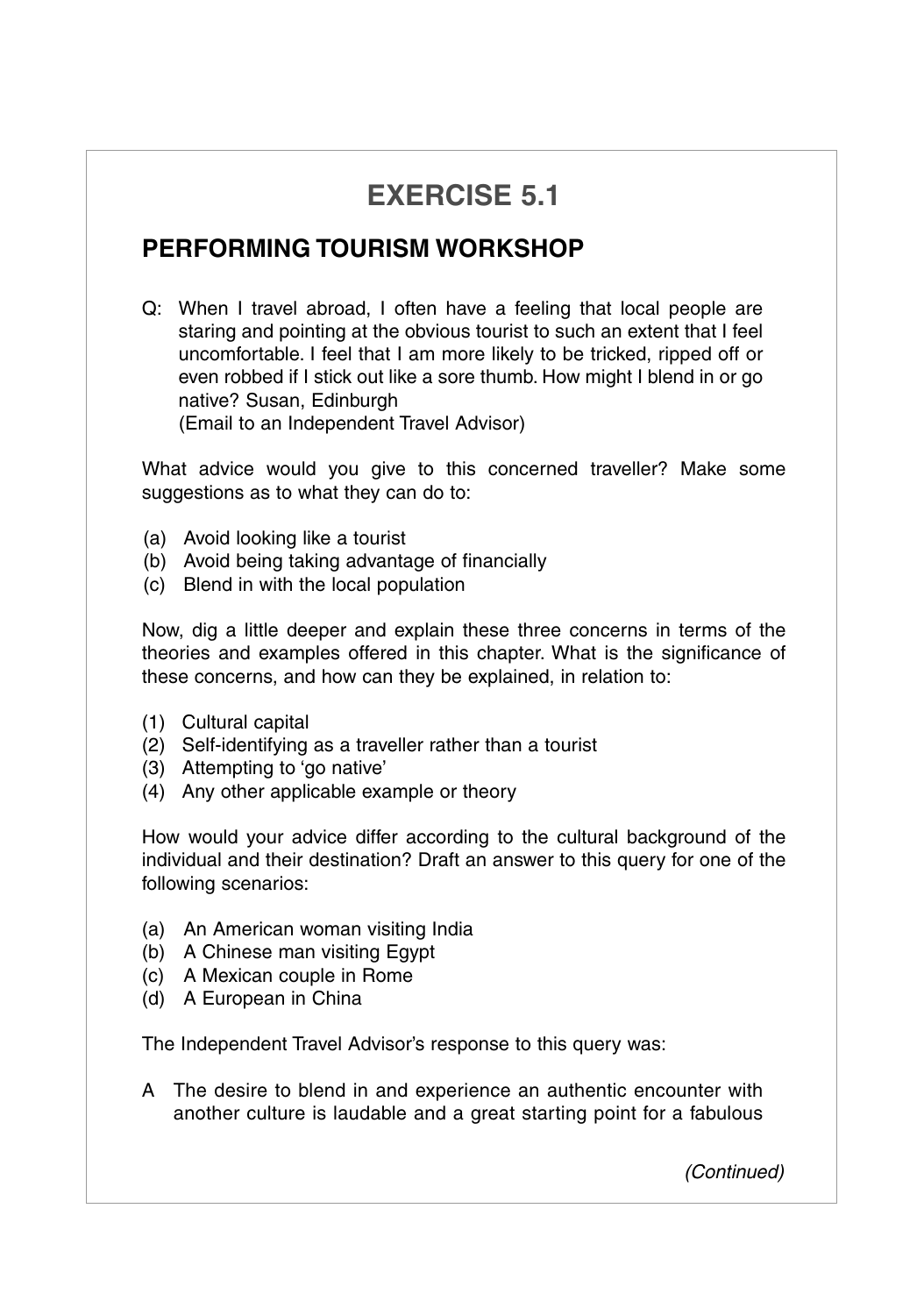# EXERCISE 5.1

## PERFORMING TOURISM WORKSHOP

Q: When I travel abroad, I often have a feeling that local people are staring and pointing at the obvious tourist to such an extent that I feel uncomfortable. I feel that I am more likely to be tricked, ripped off or even robbed if I stick out like a sore thumb. How might I blend in or go native? Susan, Edinburgh
(Email to an Independent Travel Advisor)

What advice would you give to this concerned traveller? Make some suggestions as to what they can do to:

(a) Avoid looking like a tourist
(b) Avoid being taking advantage of financially
(c) Blend in with the local population

Now, dig a little deeper and explain these three concerns in terms of the theories and examples offered in this chapter. What is the significance of these concerns, and how can they be explained, in relation to:

(1) Cultural capital
(2) Self-identifying as a traveller rather than a tourist
(3) Attempting to 'go native'
(4) Any other applicable example or theory

How would your advice differ according to the cultural background of the individual and their destination? Draft an answer to this query for one of the following scenarios:

(a) An American woman visiting India
(b) A Chinese man visiting Egypt
(c) A Mexican couple in Rome
(d) A European in China

The Independent Travel Advisor's response to this query was:

A The desire to blend in and experience an authentic encounter with another culture is laudable and a great starting point for a fabulous

*(Continued)*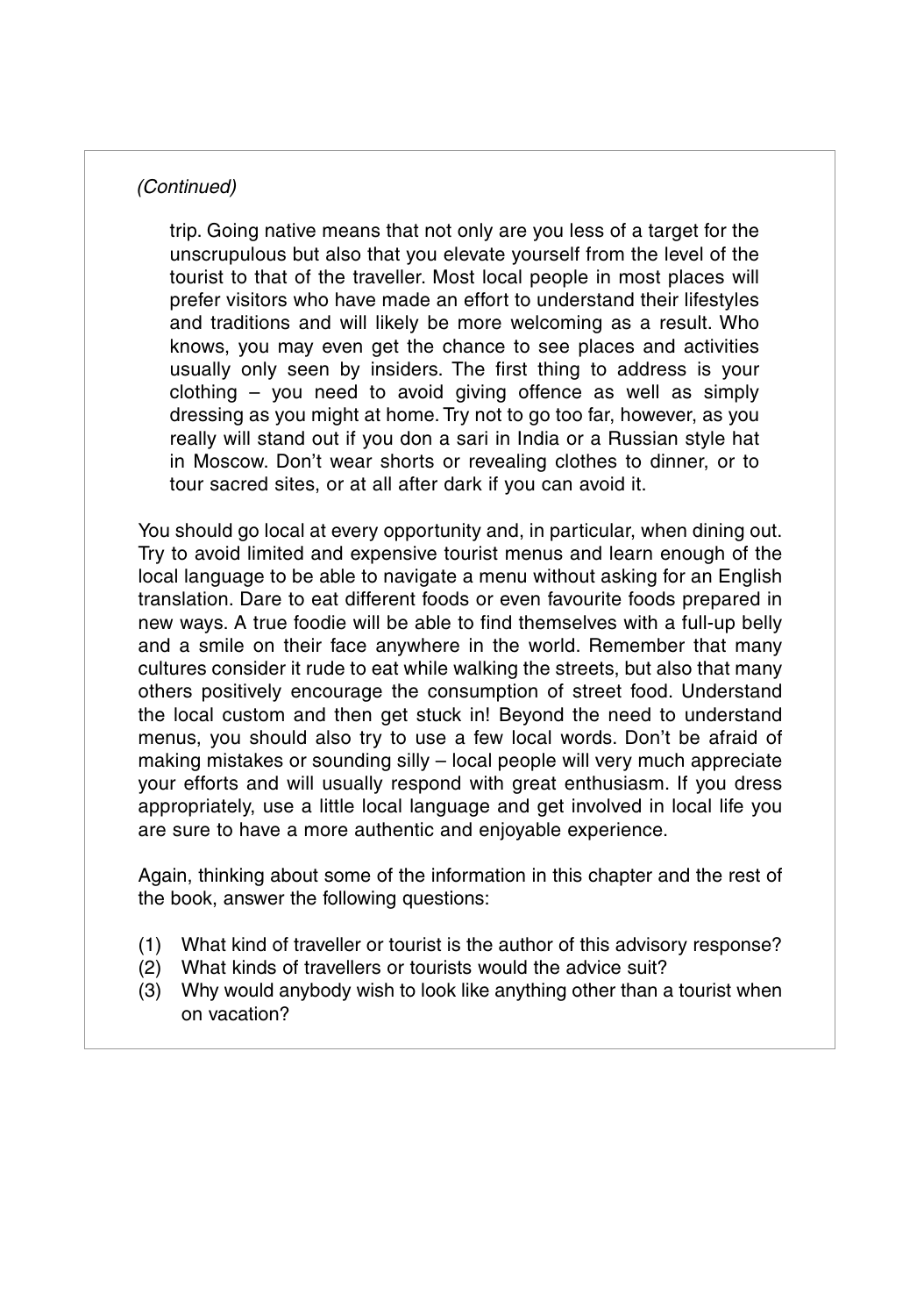*(Continued)*

> trip. Going native means that not only are you less of a target for the unscrupulous but also that you elevate yourself from the level of the tourist to that of the traveller. Most local people in most places will prefer visitors who have made an effort to understand their lifestyles and traditions and will likely be more welcoming as a result. Who knows, you may even get the chance to see places and activities usually only seen by insiders. The first thing to address is your clothing – you need to avoid giving offence as well as simply dressing as you might at home. Try not to go too far, however, as you really will stand out if you don a sari in India or a Russian style hat in Moscow. Don't wear shorts or revealing clothes to dinner, or to tour sacred sites, or at all after dark if you can avoid it.

You should go local at every opportunity and, in particular, when dining out. Try to avoid limited and expensive tourist menus and learn enough of the local language to be able to navigate a menu without asking for an English translation. Dare to eat different foods or even favourite foods prepared in new ways. A true foodie will be able to find themselves with a full-up belly and a smile on their face anywhere in the world. Remember that many cultures consider it rude to eat while walking the streets, but also that many others positively encourage the consumption of street food. Understand the local custom and then get stuck in! Beyond the need to understand menus, you should also try to use a few local words. Don't be afraid of making mistakes or sounding silly – local people will very much appreciate your efforts and will usually respond with great enthusiasm. If you dress appropriately, use a little local language and get involved in local life you are sure to have a more authentic and enjoyable experience.

Again, thinking about some of the information in this chapter and the rest of the book, answer the following questions:

(1) What kind of traveller or tourist is the author of this advisory response?
(2) What kinds of travellers or tourists would the advice suit?
(3) Why would anybody wish to look like anything other than a tourist when on vacation?